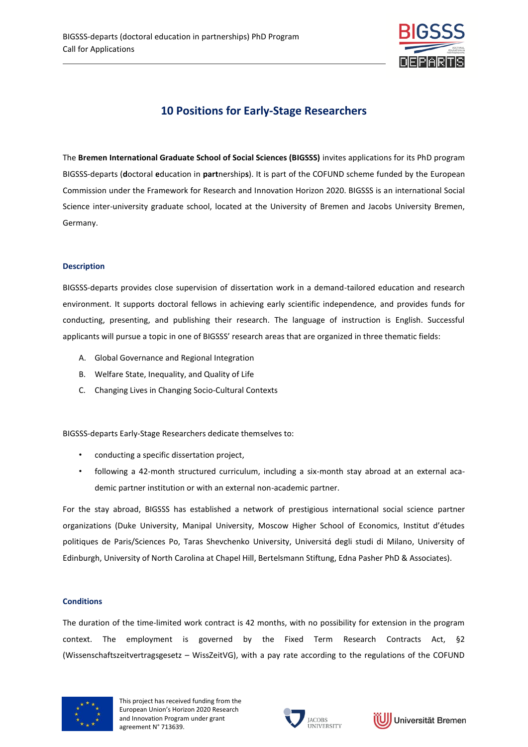# 10 Positions for Early-Stage Researchers

The **Bremen International Graduate School of Social Sciences (BIGSSS)** invites applications for its PhD program BIGSSS-departs (**d**octoral **e**ducation in **part**nership**s**). It is part of the COFUND scheme funded by the European Commission under the Framework for Research and Innovation Horizon 2020. BIGSSS is an international Social Science inter-university graduate school, located at the University of Bremen and Jacobs University Bremen, Germany.

## Description

BIGSSS-departs provides close supervision of dissertation work in a demand-tailored education and research environment. It supports doctoral fellows in achieving early scientific independence, and provides funds for conducting, presenting, and publishing their research. The language of instruction is English. Successful applicants will pursue a topic in one of BIGSSS' research areas that are organized in three thematic fields:

A. Global Governance and Regional Integration
B. Welfare State, Inequality, and Quality of Life
C. Changing Lives in Changing Socio-Cultural Contexts

BIGSSS-departs Early-Stage Researchers dedicate themselves to:

- conducting a specific dissertation project,
- following a 42-month structured curriculum, including a six-month stay abroad at an external academic partner institution or with an external non-academic partner.

For the stay abroad, BIGSSS has established a network of prestigious international social science partner organizations (Duke University, Manipal University, Moscow Higher School of Economics, Institut d'études politiques de Paris/Sciences Po, Taras Shevchenko University, Universitá degli studi di Milano, University of Edinburgh, University of North Carolina at Chapel Hill, Bertelsmann Stiftung, Edna Pasher PhD & Associates).

## Conditions

The duration of the time-limited work contract is 42 months, with no possibility for extension in the program context. The employment is governed by the Fixed Term Research Contracts Act, §2 (Wissenschaftszeitvertragsgesetz – WissZeitVG), with a pay rate according to the regulations of the COFUND

This project has received funding from the European Union's Horizon 2020 Research and Innovation Program under grant agreement N° 713639.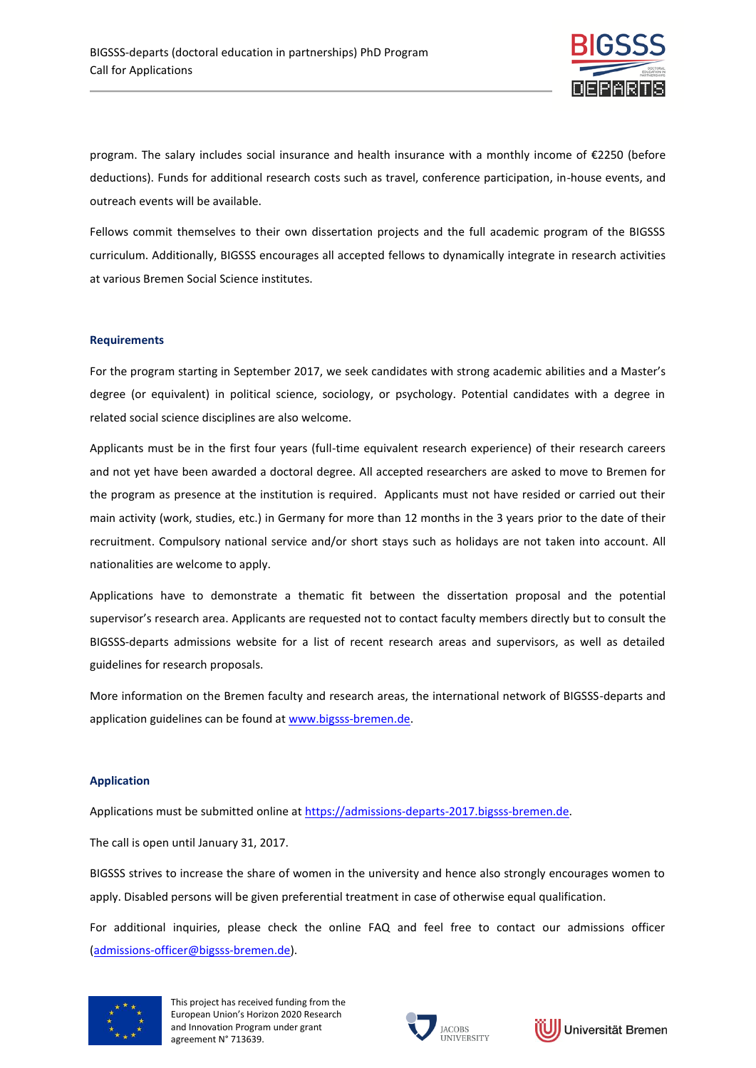program. The salary includes social insurance and health insurance with a monthly income of €2250 (before deductions). Funds for additional research costs such as travel, conference participation, in-house events, and outreach events will be available.

Fellows commit themselves to their own dissertation projects and the full academic program of the BIGSSS curriculum. Additionally, BIGSSS encourages all accepted fellows to dynamically integrate in research activities at various Bremen Social Science institutes.

### Requirements

For the program starting in September 2017, we seek candidates with strong academic abilities and a Master's degree (or equivalent) in political science, sociology, or psychology. Potential candidates with a degree in related social science disciplines are also welcome.

Applicants must be in the first four years (full-time equivalent research experience) of their research careers and not yet have been awarded a doctoral degree. All accepted researchers are asked to move to Bremen for the program as presence at the institution is required. Applicants must not have resided or carried out their main activity (work, studies, etc.) in Germany for more than 12 months in the 3 years prior to the date of their recruitment. Compulsory national service and/or short stays such as holidays are not taken into account. All nationalities are welcome to apply.

Applications have to demonstrate a thematic fit between the dissertation proposal and the potential supervisor's research area. Applicants are requested not to contact faculty members directly but to consult the BIGSSS-departs admissions website for a list of recent research areas and supervisors, as well as detailed guidelines for research proposals.

More information on the Bremen faculty and research areas, the international network of BIGSSS-departs and application guidelines can be found at [www.bigsss-bremen.de](http://www.bigsss-bremen.de).

### Application

Applications must be submitted online at [https://admissions-departs-2017.bigsss-bremen.de](https://admissions-departs-2017.bigsss-bremen.de).

The call is open until January 31, 2017.

BIGSSS strives to increase the share of women in the university and hence also strongly encourages women to apply. Disabled persons will be given preferential treatment in case of otherwise equal qualification.

For additional inquiries, please check the online FAQ and feel free to contact our admissions officer ([admissions-officer@bigsss-bremen.de](mailto:admissions-officer@bigsss-bremen.de)).

This project has received funding from the European Union's Horizon 2020 Research and Innovation Program under grant agreement N° 713639.

Jacobs University

Universität Bremen